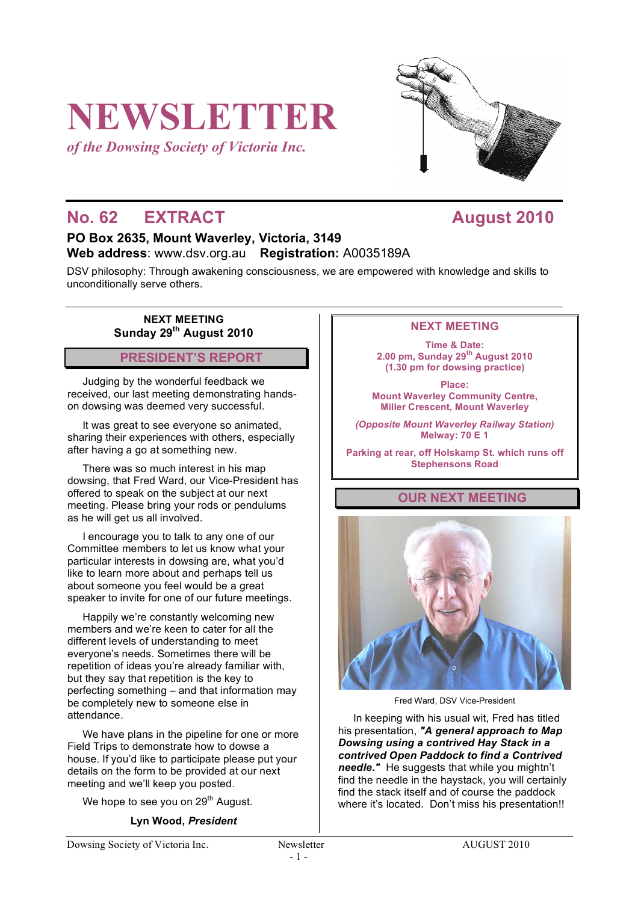# NEWSLETTER

*of the Dowsing Society of Victoria Inc.*

## No. 62 EXTRACT August 2010

**PO Box 2635, Mount Waverley, Victoria, 3149**
**Web address**: www.dsv.org.au **Registration:** A0035189A

DSV philosophy: Through awakening consciousness, we are empowered with knowledge and skills to unconditionally serve others.

**NEXT MEETING**
**Sunday 29th August 2010**

### PRESIDENT'S REPORT

Judging by the wonderful feedback we received, our last meeting demonstrating hands-on dowsing was deemed very successful.

It was great to see everyone so animated, sharing their experiences with others, especially after having a go at something new.

There was so much interest in his map dowsing, that Fred Ward, our Vice-President has offered to speak on the subject at our next meeting. Please bring your rods or pendulums as he will get us all involved.

I encourage you to talk to any one of our Committee members to let us know what your particular interests in dowsing are, what you'd like to learn more about and perhaps tell us about someone you feel would be a great speaker to invite for one of our future meetings.

Happily we're constantly welcoming new members and we're keen to cater for all the different levels of understanding to meet everyone's needs. Sometimes there will be repetition of ideas you're already familiar with, but they say that repetition is the key to perfecting something – and that information may be completely new to someone else in attendance.

We have plans in the pipeline for one or more Field Trips to demonstrate how to dowse a house. If you'd like to participate please put your details on the form to be provided at our next meeting and we'll keep you posted.

We hope to see you on 29th August.

**Lyn Wood, *President***

### NEXT MEETING

**Time & Date:**
**2.00 pm, Sunday 29th August 2010**
**(1.30 pm for dowsing practice)**

**Place:**
**Mount Waverley Community Centre,**
**Miller Crescent, Mount Waverley**

***(Opposite Mount Waverley Railway Station)***
**Melway: 70 E 1**

**Parking at rear, off Holskamp St. which runs off Stephensons Road**

### OUR NEXT MEETING

Fred Ward, DSV Vice-President

In keeping with his usual wit, Fred has titled his presentation, ***"A general approach to Map Dowsing using a contrived Hay Stack in a contrived Open Paddock to find a Contrived needle."*** He suggests that while you mightn't find the needle in the haystack, you will certainly find the stack itself and of course the paddock where it's located. Don't miss his presentation!!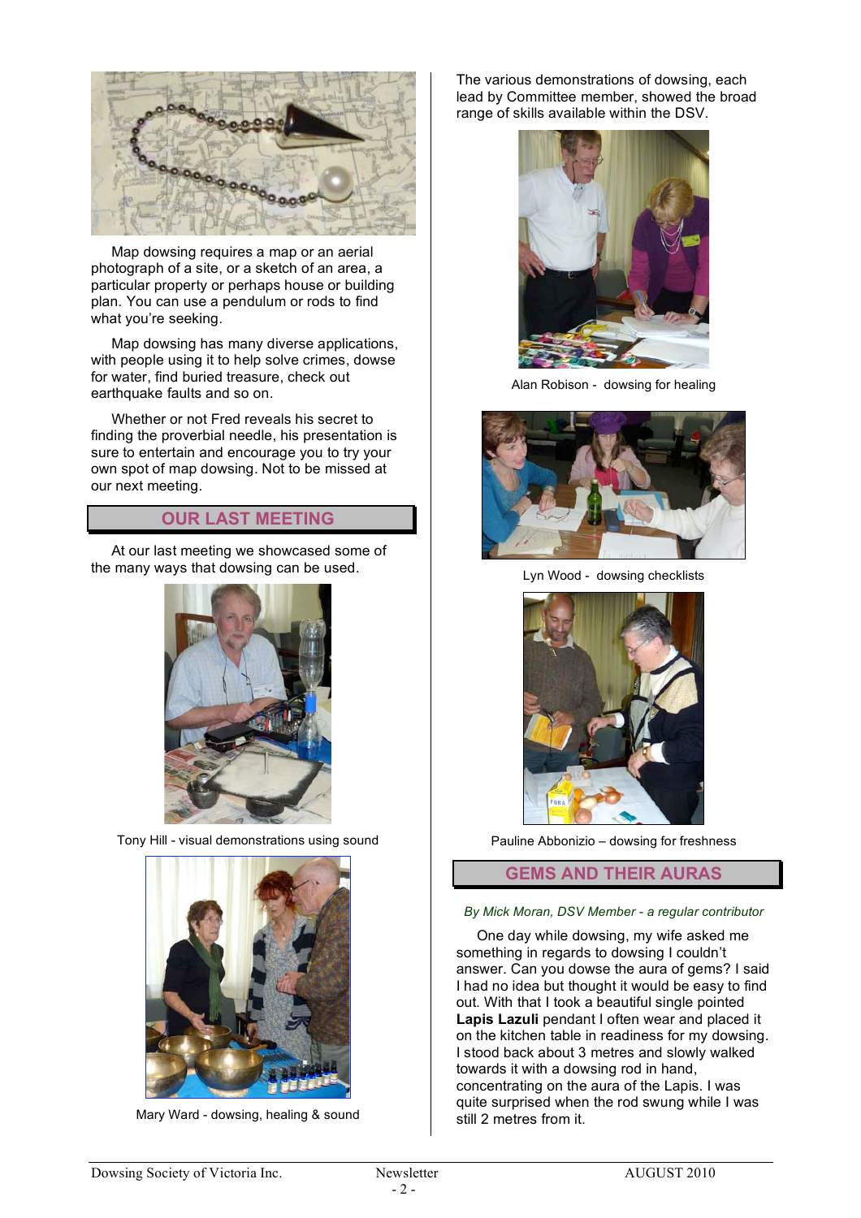Map dowsing requires a map or an aerial photograph of a site, or a sketch of an area, a particular property or perhaps house or building plan. You can use a pendulum or rods to find what you're seeking.

Map dowsing has many diverse applications, with people using it to help solve crimes, dowse for water, find buried treasure, check out earthquake faults and so on.

Whether or not Fred reveals his secret to finding the proverbial needle, his presentation is sure to entertain and encourage you to try your own spot of map dowsing. Not to be missed at our next meeting.

## OUR LAST MEETING

At our last meeting we showcased some of the many ways that dowsing can be used.

Tony Hill - visual demonstrations using sound

Mary Ward - dowsing, healing & sound

The various demonstrations of dowsing, each lead by Committee member, showed the broad range of skills available within the DSV.

Alan Robison - dowsing for healing

Lyn Wood - dowsing checklists

Pauline Abbonizio – dowsing for freshness

## GEMS AND THEIR AURAS

*By Mick Moran, DSV Member - a regular contributor*

One day while dowsing, my wife asked me something in regards to dowsing I couldn't answer. Can you dowse the aura of gems? I said I had no idea but thought it would be easy to find out. With that I took a beautiful single pointed **Lapis Lazuli** pendant I often wear and placed it on the kitchen table in readiness for my dowsing. I stood back about 3 metres and slowly walked towards it with a dowsing rod in hand, concentrating on the aura of the Lapis. I was quite surprised when the rod swung while I was still 2 metres from it.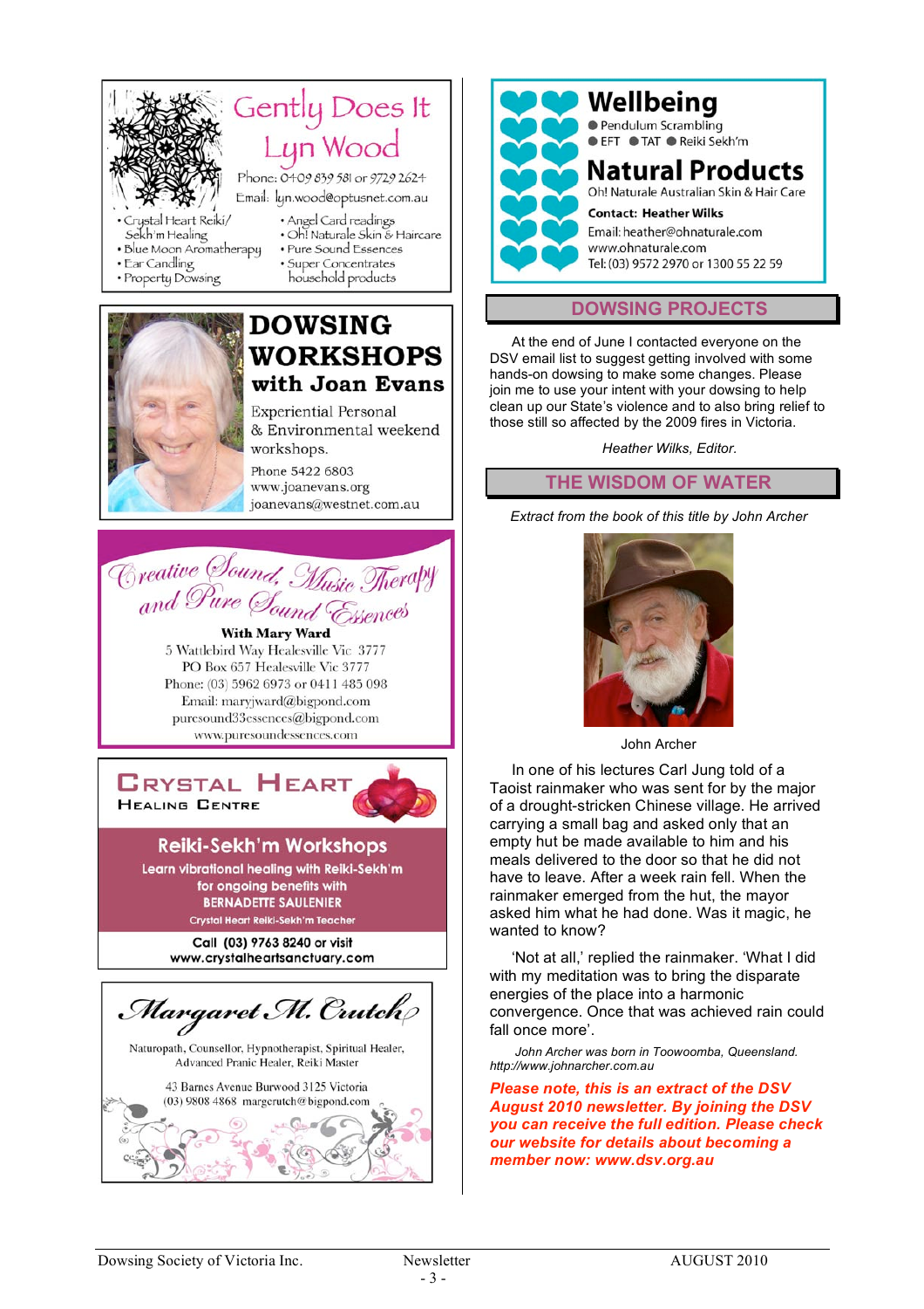Gently Does It

Lyn Wood

Phone: 0409 839 581 or 9729 2624

Email: lyn.wood@optusnet.com.au

- Crystal Heart Reiki/ Sekh'm Healing
- Blue Moon Aromatherapy
- Ear Candling
- Property Dowsing
- Angel Card readings
- Oh! Naturale Skin & Haircare
- Pure Sound Essences
- Super Concentrates household products

**DOWSING WORKSHOPS with Joan Evans**

Experiential Personal & Environmental weekend workshops.

Phone 5422 6803
www.joanevans.org
joanevans@westnet.com.au

Creative Sound, Music Therapy and Pure Sound Essences

**With Mary Ward**

5 Wattlebird Way Healesville Vic 3777
PO Box 657 Healesville Vic 3777
Phone: (03) 5962 6973 or 0411 485 098
Email: maryjward@bigpond.com
puresound33essences@bigpond.com
www.puresoundessences.com

**CRYSTAL HEART**
HEALING CENTRE

**Reiki-Sekh'm Workshops**

Learn vibrational healing with Reiki-Sekh'm for ongoing benefits with BERNADETTE SAULENIER
Crystal Heart Reiki-Sekh'm Teacher

Call (03) 9763 8240 or visit www.crystalheartsanctuary.com

Margaret M. Crutch

Naturopath, Counsellor, Hypnotherapist, Spiritual Healer, Advanced Pranic Healer, Reiki Master

43 Barnes Avenue Burwood 3125 Victoria
(03) 9808 4868 margcrutch@bigpond.com

**Wellbeing**

- Pendulum Scrambling
- EFT
- TAT
- Reiki Sekh'm

**Natural Products**

Oh! Naturale Australian Skin & Hair Care

**Contact: Heather Wilks**

Email: heather@ohnaturale.com
www.ohnaturale.com
Tel: (03) 9572 2970 or 1300 55 22 59

## DOWSING PROJECTS

At the end of June I contacted everyone on the DSV email list to suggest getting involved with some hands-on dowsing to make some changes. Please join me to use your intent with your dowsing to help clean up our State's violence and to also bring relief to those still so affected by the 2009 fires in Victoria.

*Heather Wilks, Editor.*

## THE WISDOM OF WATER

*Extract from the book of this title by John Archer*

John Archer

In one of his lectures Carl Jung told of a Taoist rainmaker who was sent for by the major of a drought-stricken Chinese village. He arrived carrying a small bag and asked only that an empty hut be made available to him and his meals delivered to the door so that he did not have to leave. After a week rain fell. When the rainmaker emerged from the hut, the mayor asked him what he had done. Was it magic, he wanted to know?

'Not at all,' replied the rainmaker. 'What I did with my meditation was to bring the disparate energies of the place into a harmonic convergence. Once that was achieved rain could fall once more'.

*John Archer was born in Toowoomba, Queensland. http://www.johnarcher.com.au*

***Please note, this is an extract of the DSV August 2010 newsletter. By joining the DSV you can receive the full edition. Please check our website for details about becoming a member now: www.dsv.org.au***